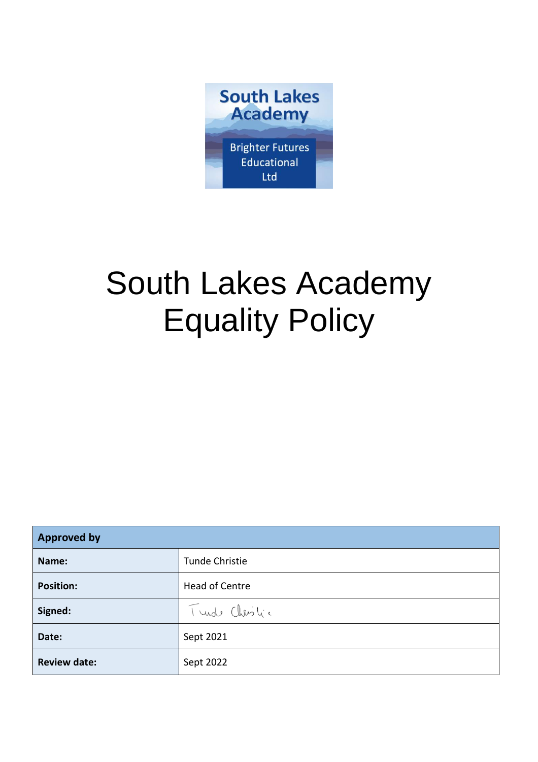South Lakes Academy

Brighter Futures Educational Ltd

# South Lakes Academy Equality Policy

| Approved by | |
|---|---|
| **Name:** | Tunde Christie |
| **Position:** | Head of Centre |
| **Signed:** | Tunde Christie |
| **Date:** | Sept 2021 |
| **Review date:** | Sept 2022 |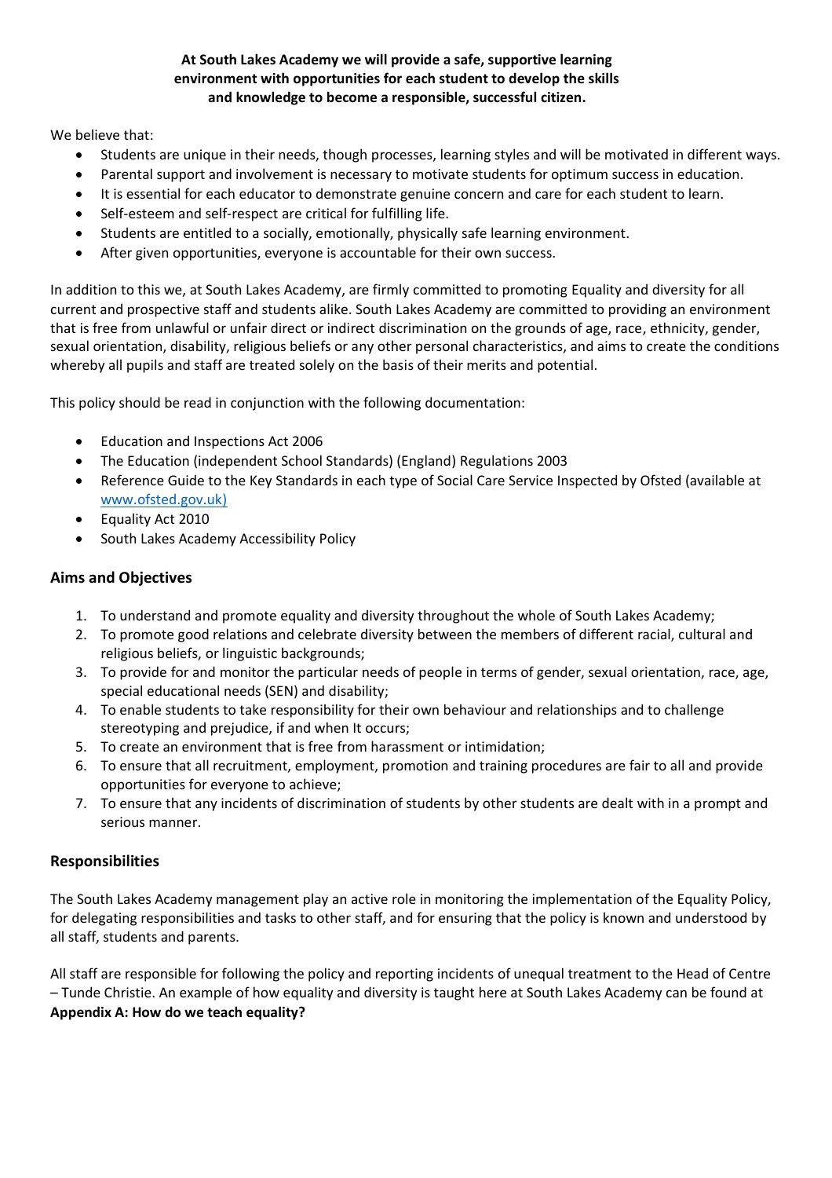**At South Lakes Academy we will provide a safe, supportive learning environment with opportunities for each student to develop the skills and knowledge to become a responsible, successful citizen.**

We believe that:

- Students are unique in their needs, though processes, learning styles and will be motivated in different ways.
- Parental support and involvement is necessary to motivate students for optimum success in education.
- It is essential for each educator to demonstrate genuine concern and care for each student to learn.
- Self-esteem and self-respect are critical for fulfilling life.
- Students are entitled to a socially, emotionally, physically safe learning environment.
- After given opportunities, everyone is accountable for their own success.

In addition to this we, at South Lakes Academy, are firmly committed to promoting Equality and diversity for all current and prospective staff and students alike. South Lakes Academy are committed to providing an environment that is free from unlawful or unfair direct or indirect discrimination on the grounds of age, race, ethnicity, gender, sexual orientation, disability, religious beliefs or any other personal characteristics, and aims to create the conditions whereby all pupils and staff are treated solely on the basis of their merits and potential.

This policy should be read in conjunction with the following documentation:

- Education and Inspections Act 2006
- The Education (independent School Standards) (England) Regulations 2003
- Reference Guide to the Key Standards in each type of Social Care Service Inspected by Ofsted (available at www.ofsted.gov.uk)
- Equality Act 2010
- South Lakes Academy Accessibility Policy

## Aims and Objectives

1. To understand and promote equality and diversity throughout the whole of South Lakes Academy;
2. To promote good relations and celebrate diversity between the members of different racial, cultural and religious beliefs, or linguistic backgrounds;
3. To provide for and monitor the particular needs of people in terms of gender, sexual orientation, race, age, special educational needs (SEN) and disability;
4. To enable students to take responsibility for their own behaviour and relationships and to challenge stereotyping and prejudice, if and when It occurs;
5. To create an environment that is free from harassment or intimidation;
6. To ensure that all recruitment, employment, promotion and training procedures are fair to all and provide opportunities for everyone to achieve;
7. To ensure that any incidents of discrimination of students by other students are dealt with in a prompt and serious manner.

## Responsibilities

The South Lakes Academy management play an active role in monitoring the implementation of the Equality Policy, for delegating responsibilities and tasks to other staff, and for ensuring that the policy is known and understood by all staff, students and parents.

All staff are responsible for following the policy and reporting incidents of unequal treatment to the Head of Centre – Tunde Christie. An example of how equality and diversity is taught here at South Lakes Academy can be found at **Appendix A: How do we teach equality?**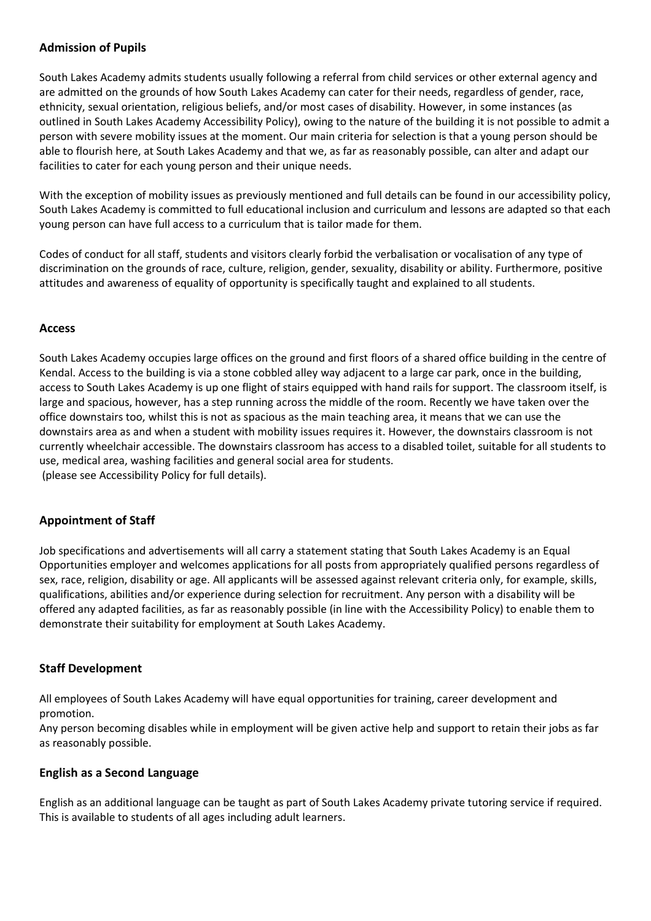## Admission of Pupils

South Lakes Academy admits students usually following a referral from child services or other external agency and are admitted on the grounds of how South Lakes Academy can cater for their needs, regardless of gender, race, ethnicity, sexual orientation, religious beliefs, and/or most cases of disability. However, in some instances (as outlined in South Lakes Academy Accessibility Policy), owing to the nature of the building it is not possible to admit a person with severe mobility issues at the moment. Our main criteria for selection is that a young person should be able to flourish here, at South Lakes Academy and that we, as far as reasonably possible, can alter and adapt our facilities to cater for each young person and their unique needs.

With the exception of mobility issues as previously mentioned and full details can be found in our accessibility policy, South Lakes Academy is committed to full educational inclusion and curriculum and lessons are adapted so that each young person can have full access to a curriculum that is tailor made for them.

Codes of conduct for all staff, students and visitors clearly forbid the verbalisation or vocalisation of any type of discrimination on the grounds of race, culture, religion, gender, sexuality, disability or ability. Furthermore, positive attitudes and awareness of equality of opportunity is specifically taught and explained to all students.

## Access

South Lakes Academy occupies large offices on the ground and first floors of a shared office building in the centre of Kendal. Access to the building is via a stone cobbled alley way adjacent to a large car park, once in the building, access to South Lakes Academy is up one flight of stairs equipped with hand rails for support. The classroom itself, is large and spacious, however, has a step running across the middle of the room. Recently we have taken over the office downstairs too, whilst this is not as spacious as the main teaching area, it means that we can use the downstairs area as and when a student with mobility issues requires it. However, the downstairs classroom is not currently wheelchair accessible. The downstairs classroom has access to a disabled toilet, suitable for all students to use, medical area, washing facilities and general social area for students.
(please see Accessibility Policy for full details).

## Appointment of Staff

Job specifications and advertisements will all carry a statement stating that South Lakes Academy is an Equal Opportunities employer and welcomes applications for all posts from appropriately qualified persons regardless of sex, race, religion, disability or age. All applicants will be assessed against relevant criteria only, for example, skills, qualifications, abilities and/or experience during selection for recruitment. Any person with a disability will be offered any adapted facilities, as far as reasonably possible (in line with the Accessibility Policy) to enable them to demonstrate their suitability for employment at South Lakes Academy.

## Staff Development

All employees of South Lakes Academy will have equal opportunities for training, career development and promotion.
Any person becoming disables while in employment will be given active help and support to retain their jobs as far as reasonably possible.

## English as a Second Language

English as an additional language can be taught as part of South Lakes Academy private tutoring service if required. This is available to students of all ages including adult learners.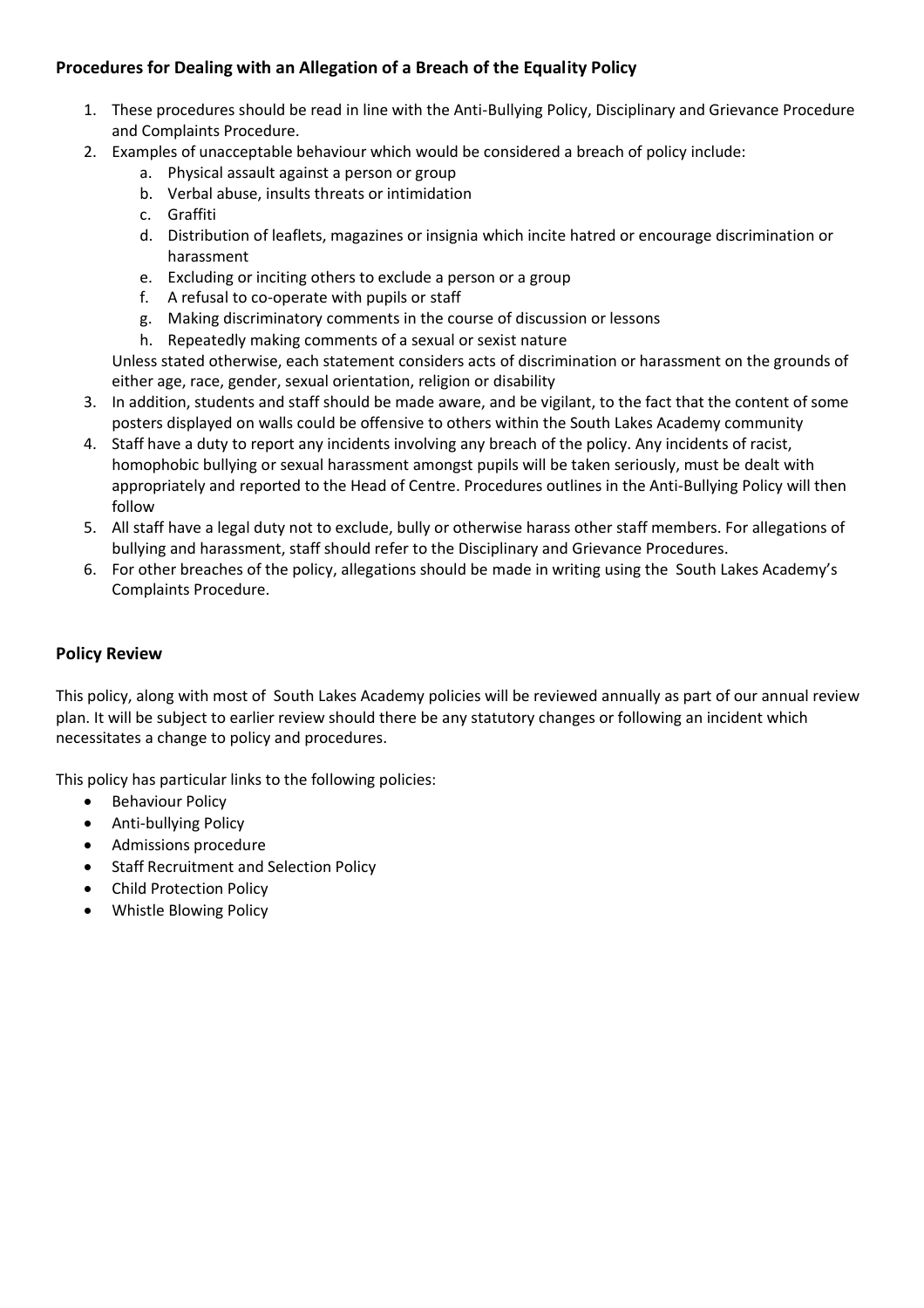### Procedures for Dealing with an Allegation of a Breach of the Equality Policy

1. These procedures should be read in line with the Anti-Bullying Policy, Disciplinary and Grievance Procedure and Complaints Procedure.
2. Examples of unacceptable behaviour which would be considered a breach of policy include:
   a. Physical assault against a person or group
   b. Verbal abuse, insults threats or intimidation
   c. Graffiti
   d. Distribution of leaflets, magazines or insignia which incite hatred or encourage discrimination or harassment
   e. Excluding or inciting others to exclude a person or a group
   f. A refusal to co-operate with pupils or staff
   g. Making discriminatory comments in the course of discussion or lessons
   h. Repeatedly making comments of a sexual or sexist nature

   Unless stated otherwise, each statement considers acts of discrimination or harassment on the grounds of either age, race, gender, sexual orientation, religion or disability
3. In addition, students and staff should be made aware, and be vigilant, to the fact that the content of some posters displayed on walls could be offensive to others within the South Lakes Academy community
4. Staff have a duty to report any incidents involving any breach of the policy. Any incidents of racist, homophobic bullying or sexual harassment amongst pupils will be taken seriously, must be dealt with appropriately and reported to the Head of Centre. Procedures outlines in the Anti-Bullying Policy will then follow
5. All staff have a legal duty not to exclude, bully or otherwise harass other staff members. For allegations of bullying and harassment, staff should refer to the Disciplinary and Grievance Procedures.
6. For other breaches of the policy, allegations should be made in writing using the South Lakes Academy's Complaints Procedure.

### Policy Review

This policy, along with most of South Lakes Academy policies will be reviewed annually as part of our annual review plan. It will be subject to earlier review should there be any statutory changes or following an incident which necessitates a change to policy and procedures.

This policy has particular links to the following policies:

- Behaviour Policy
- Anti-bullying Policy
- Admissions procedure
- Staff Recruitment and Selection Policy
- Child Protection Policy
- Whistle Blowing Policy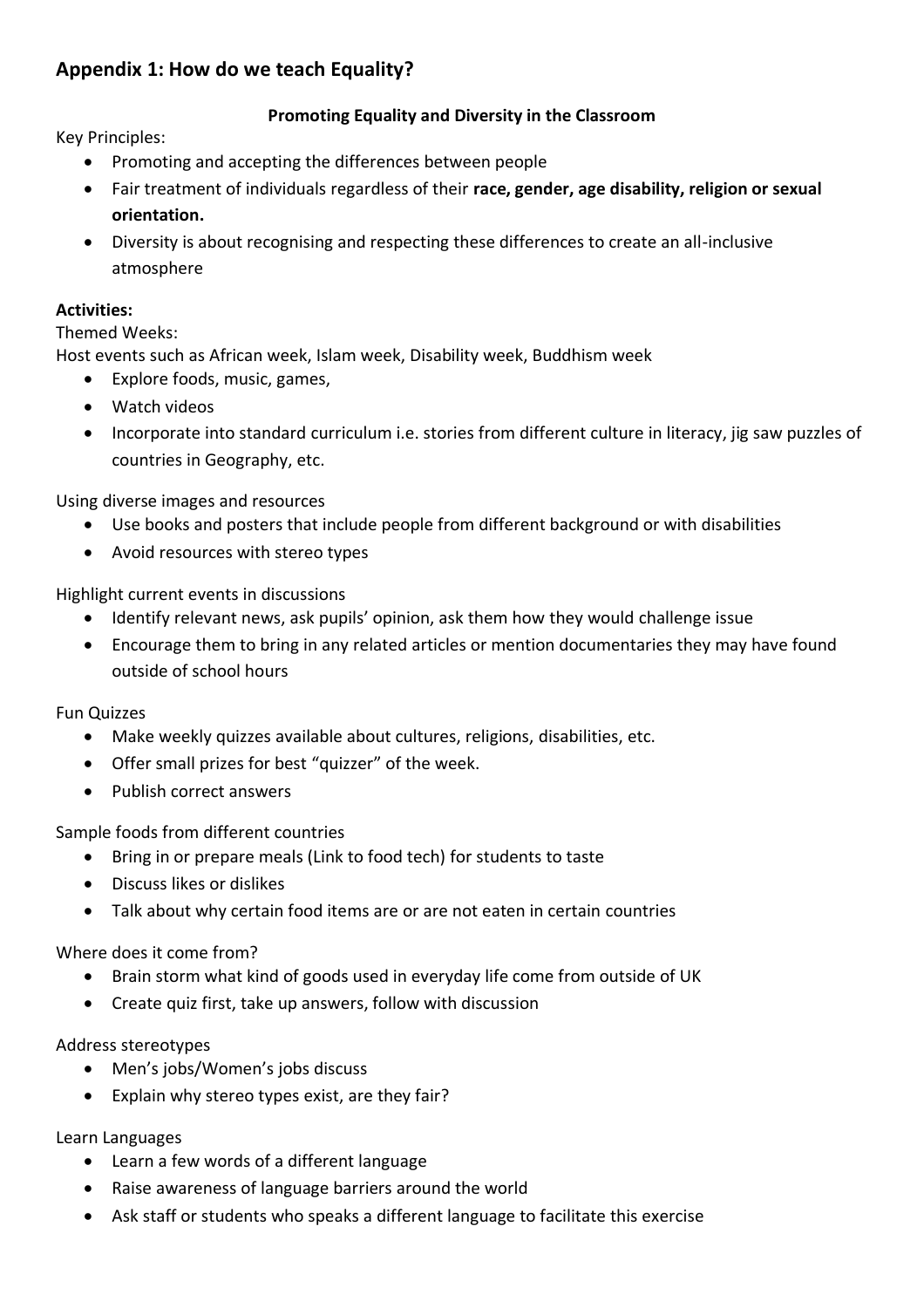## Appendix 1: How do we teach Equality?

**Promoting Equality and Diversity in the Classroom**

Key Principles:

- Promoting and accepting the differences between people
- Fair treatment of individuals regardless of their **race, gender, age disability, religion or sexual orientation.**
- Diversity is about recognising and respecting these differences to create an all-inclusive atmosphere

**Activities:**

Themed Weeks:

Host events such as African week, Islam week, Disability week, Buddhism week

- Explore foods, music, games,
- Watch videos
- Incorporate into standard curriculum i.e. stories from different culture in literacy, jig saw puzzles of countries in Geography, etc.

Using diverse images and resources

- Use books and posters that include people from different background or with disabilities
- Avoid resources with stereo types

Highlight current events in discussions

- Identify relevant news, ask pupils' opinion, ask them how they would challenge issue
- Encourage them to bring in any related articles or mention documentaries they may have found outside of school hours

Fun Quizzes

- Make weekly quizzes available about cultures, religions, disabilities, etc.
- Offer small prizes for best "quizzer" of the week.
- Publish correct answers

Sample foods from different countries

- Bring in or prepare meals (Link to food tech) for students to taste
- Discuss likes or dislikes
- Talk about why certain food items are or are not eaten in certain countries

Where does it come from?

- Brain storm what kind of goods used in everyday life come from outside of UK
- Create quiz first, take up answers, follow with discussion

Address stereotypes

- Men's jobs/Women's jobs discuss
- Explain why stereo types exist, are they fair?

Learn Languages

- Learn a few words of a different language
- Raise awareness of language barriers around the world
- Ask staff or students who speaks a different language to facilitate this exercise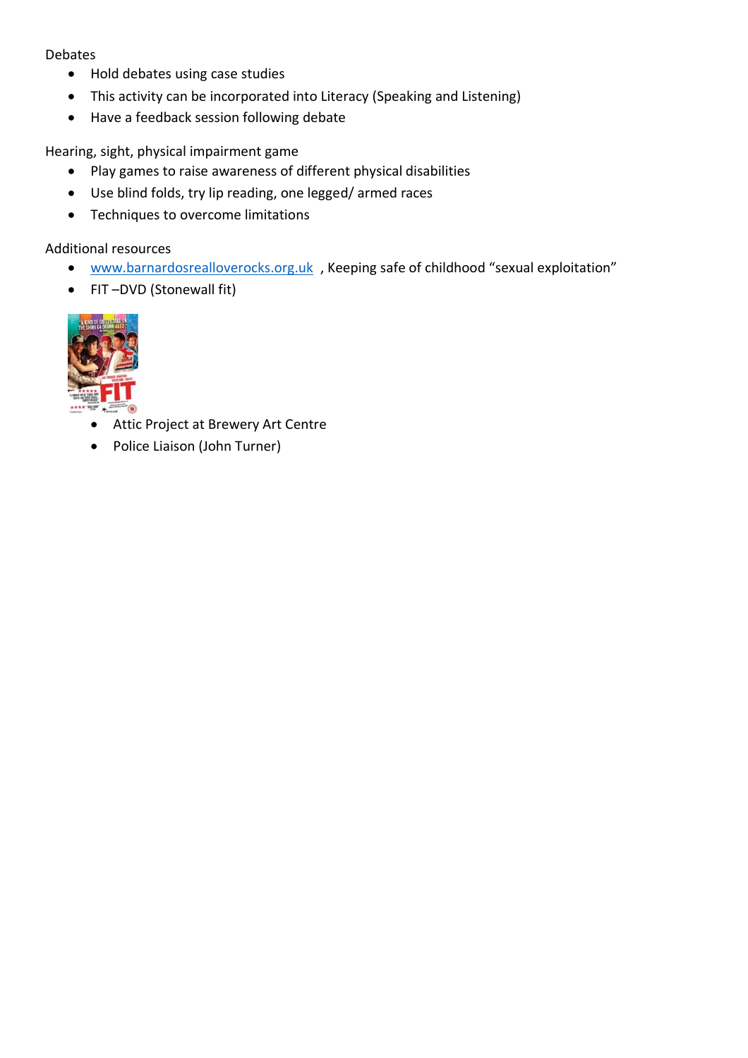Debates

- Hold debates using case studies
- This activity can be incorporated into Literacy (Speaking and Listening)
- Have a feedback session following debate

Hearing, sight, physical impairment game

- Play games to raise awareness of different physical disabilities
- Use blind folds, try lip reading, one legged/ armed races
- Techniques to overcome limitations

Additional resources

- www.barnardosrealloverocks.org.uk , Keeping safe of childhood "sexual exploitation"
- FIT –DVD (Stonewall fit)
  - Attic Project at Brewery Art Centre
  - Police Liaison (John Turner)